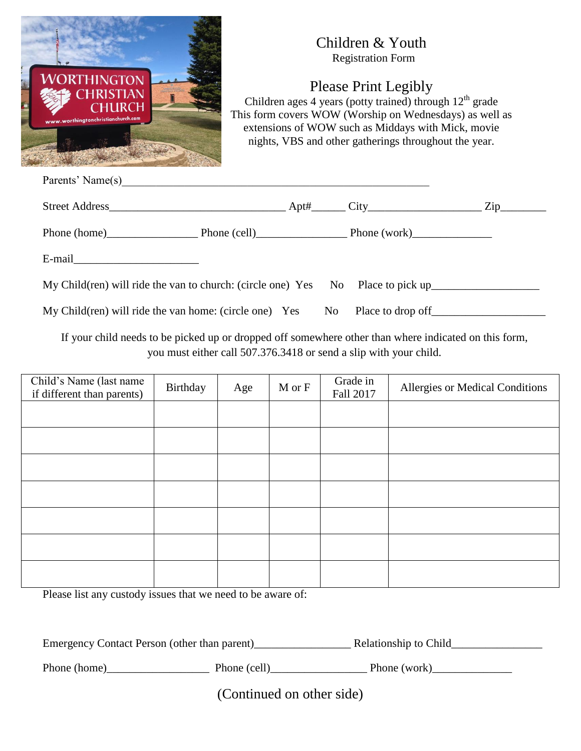# Children & Youth

Registration Form

## Please Print Legibly

Children ages 4 years (potty trained) through 12th grade
This form covers WOW (Worship on Wednesdays) as well as extensions of WOW such as Middays with Mick, movie nights, VBS and other gatherings throughout the year.

Parents' Name(s)_______________________________________________________

Street Address_______________________________ Apt#______ City____________________ Zip________

Phone (home)________________ Phone (cell)________________ Phone (work)______________

E-mail______________________

My Child(ren) will ride the van to church: (circle one) Yes No Place to pick up___________________

My Child(ren) will ride the van home: (circle one) Yes No Place to drop off____________________

If your child needs to be picked up or dropped off somewhere other than where indicated on this form, you must either call 507.376.3418 or send a slip with your child.

| Child's Name (last name if different than parents) | Birthday | Age | M or F | Grade in Fall 2017 | Allergies or Medical Conditions |
|---|---|---|---|---|---|
| | | | | | |
| | | | | | |
| | | | | | |
| | | | | | |
| | | | | | |
| | | | | | |
| | | | | | |

Please list any custody issues that we need to be aware of:

Emergency Contact Person (other than parent)_________________ Relationship to Child________________

Phone (home)__________________ Phone (cell)_________________ Phone (work)______________

(Continued on other side)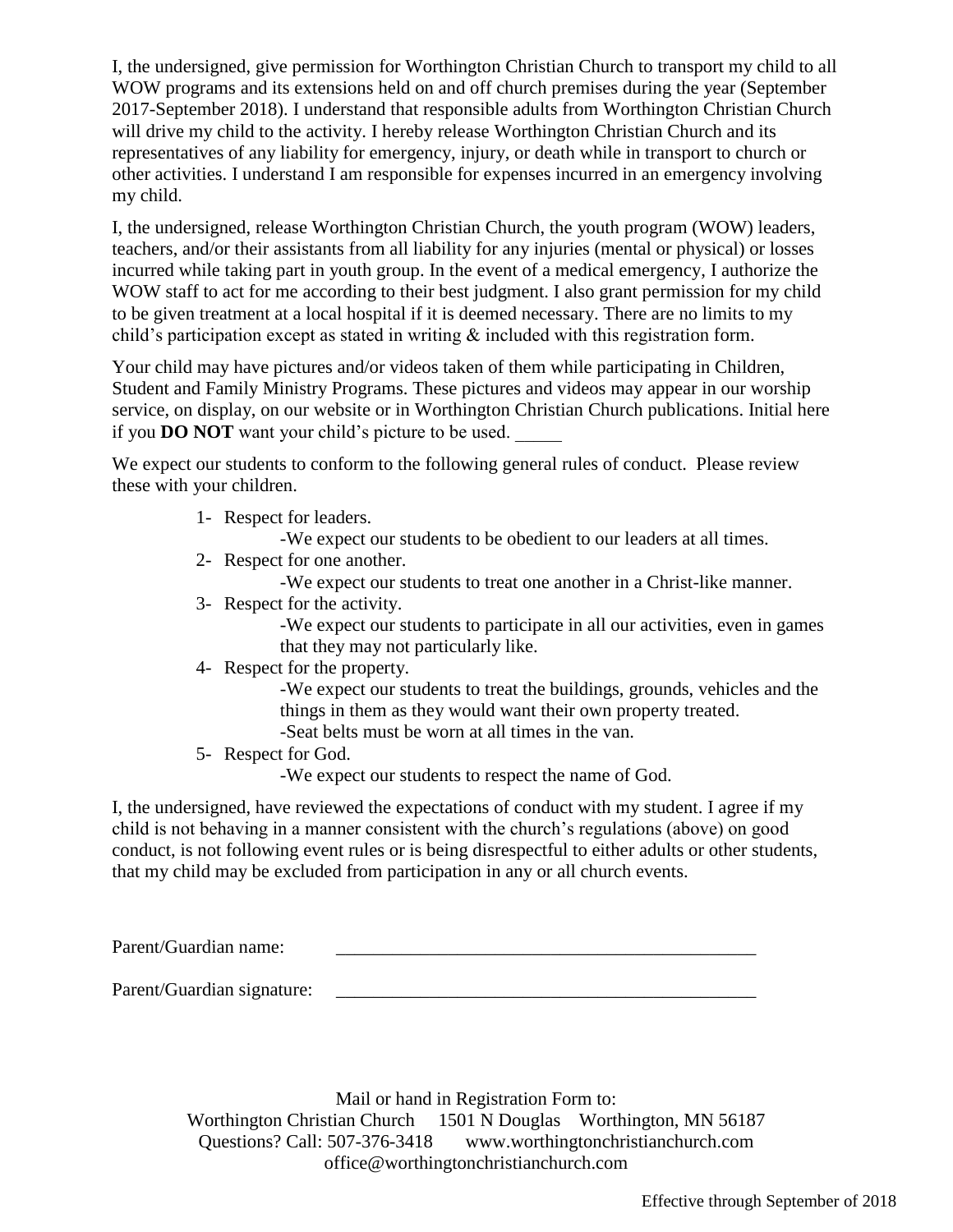I, the undersigned, give permission for Worthington Christian Church to transport my child to all WOW programs and its extensions held on and off church premises during the year (September 2017-September 2018). I understand that responsible adults from Worthington Christian Church will drive my child to the activity. I hereby release Worthington Christian Church and its representatives of any liability for emergency, injury, or death while in transport to church or other activities. I understand I am responsible for expenses incurred in an emergency involving my child.

I, the undersigned, release Worthington Christian Church, the youth program (WOW) leaders, teachers, and/or their assistants from all liability for any injuries (mental or physical) or losses incurred while taking part in youth group. In the event of a medical emergency, I authorize the WOW staff to act for me according to their best judgment. I also grant permission for my child to be given treatment at a local hospital if it is deemed necessary. There are no limits to my child's participation except as stated in writing & included with this registration form.

Your child may have pictures and/or videos taken of them while participating in Children, Student and Family Ministry Programs. These pictures and videos may appear in our worship service, on display, on our website or in Worthington Christian Church publications. Initial here if you **DO NOT** want your child's picture to be used. _____

We expect our students to conform to the following general rules of conduct. Please review these with your children.

1- Respect for leaders.
   -We expect our students to be obedient to our leaders at all times.
2- Respect for one another.
   -We expect our students to treat one another in a Christ-like manner.
3- Respect for the activity.
   -We expect our students to participate in all our activities, even in games that they may not particularly like.
4- Respect for the property.
   -We expect our students to treat the buildings, grounds, vehicles and the things in them as they would want their own property treated.
   -Seat belts must be worn at all times in the van.
5- Respect for God.
   -We expect our students to respect the name of God.

I, the undersigned, have reviewed the expectations of conduct with my student. I agree if my child is not behaving in a manner consistent with the church's regulations (above) on good conduct, is not following event rules or is being disrespectful to either adults or other students, that my child may be excluded from participation in any or all church events.

Parent/Guardian name: _______________________________________________

Parent/Guardian signature: _______________________________________________

Mail or hand in Registration Form to:
Worthington Christian Church 1501 N Douglas Worthington, MN 56187
Questions? Call: 507-376-3418 www.worthingtonchristianchurch.com
office@worthingtonchristianchurch.com

Effective through September of 2018